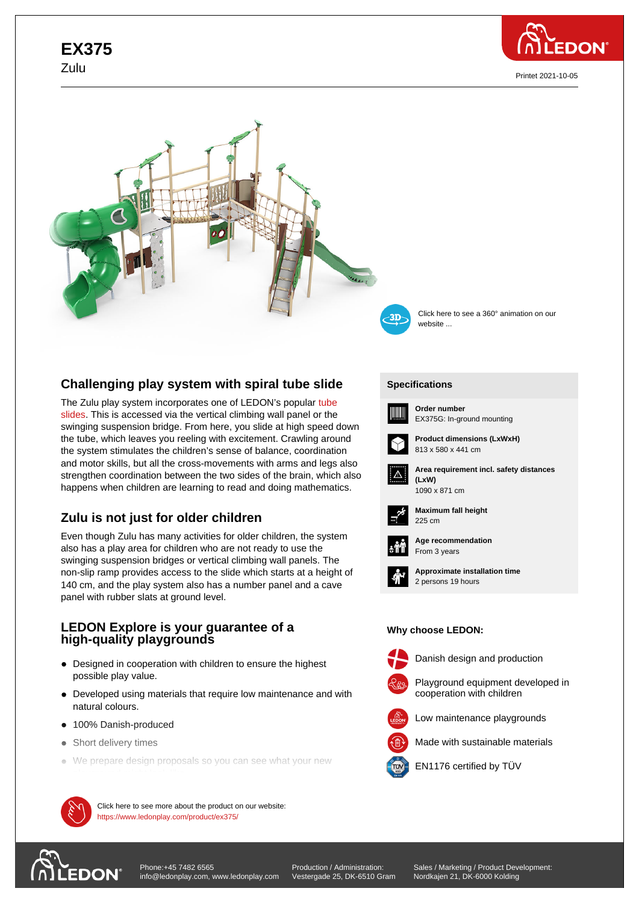# EX375

Zulu

Printet 2021-10-05

Click here to see a 360° animation on our website ...

## Challenging play system with spiral tube slide

The Zulu play system incorporates one of LEDON's popular tube slides. This is accessed via the vertical climbing wall panel or the swinging suspension bridge. From here, you slide at high speed down the tube, which leaves you reeling with excitement. Crawling around the system stimulates the children's sense of balance, coordination and motor skills, but all the cross-movements with arms and legs also strengthen the coordination between the two sides of the brain, which also happens when children are learning to read and doing mathematics.

## Zulu is not just for older children

Even though Zulu has many activities for older children, the system also has a play area for children who are not ready to use the swinging suspension bridges or vertical climbing wall panels. The non-slip ramp provides access to the slide which starts at a height of 140 cm, and the play system also has a number panel and a cave panel with rubber slats at ground level.

## LEDON Explore is your guarantee of a high-quality playgrounds

- Designed in cooperation with children to ensure the highest possible play value.
- Developed using materials that require low maintenance and with natural colours.
- 100% Danish-produced
- Short delivery times
- We prepare design proposals so you can see what your new

### Specifications

**Order number**
EX375G: In-ground mounting

**Product dimensions (LxWxH)**
813 x 580 x 441 cm

**Area requirement incl. safety distances (LxW)**
1090 x 871 cm

**Maximum fall height**
225 cm

**Age recommendation**
From 3 years

**Approximate installation time**
2 persons 19 hours

### Why choose LEDON:

- Danish design and production
- Playground equipment developed in cooperation with children
- Low maintenance playgrounds
- Made with sustainable materials
- EN1176 certified by TÜV

Click here to see more about the product on our website:
https://www.ledonplay.com/product/ex375/

Phone:+45 7482 6565
info@ledonplay.com, www.ledonplay.com

Production / Administration:
Vestergade 25, DK-6510 Gram

Sales / Marketing / Product Development:
Nordkajen 21, DK-6000 Kolding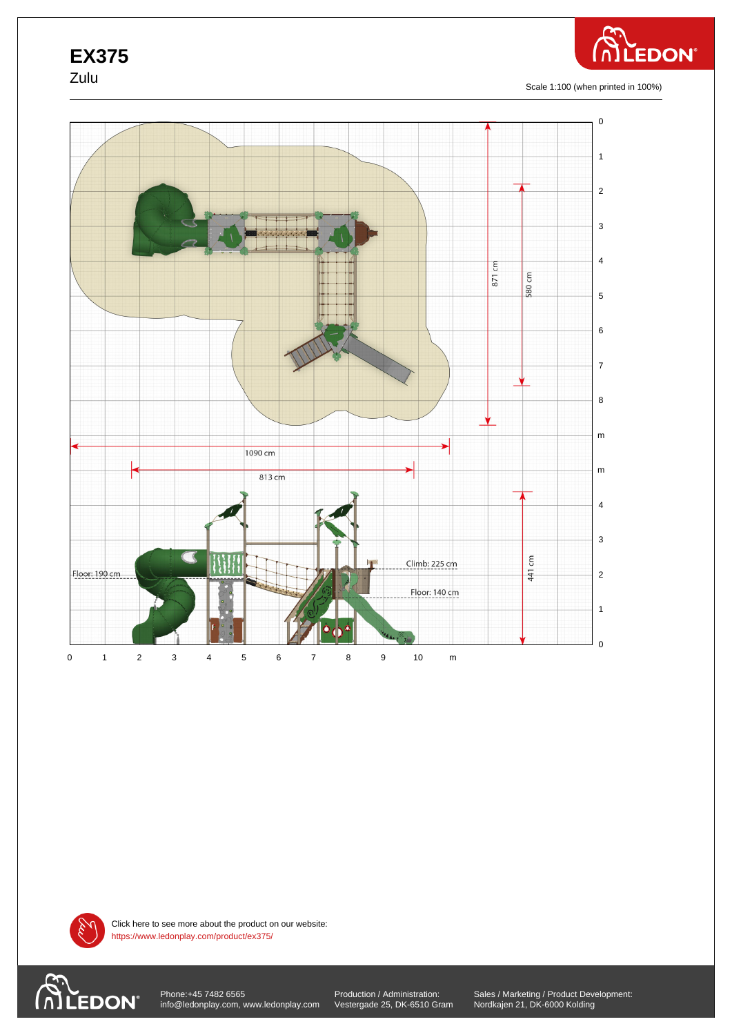# EX375

Zulu

Scale 1:100 (when printed in 100%)

0
1
2
3
4
5
6
7
8
m

871 cm
580 cm
1090 cm
813 cm

m
4
3
2
1
0

441 cm
Floor: 190 cm
Climb: 225 cm
Floor: 140 cm

0 1 2 3 4 5 6 7 8 9 10 m

Click here to see more about the product on our website:
https://www.ledonplay.com/product/ex375/

Phone:+45 7482 6565
info@ledonplay.com, www.ledonplay.com

Production / Administration:
Vestergade 25, DK-6510 Gram

Sales / Marketing / Product Development:
Nordkajen 21, DK-6000 Kolding